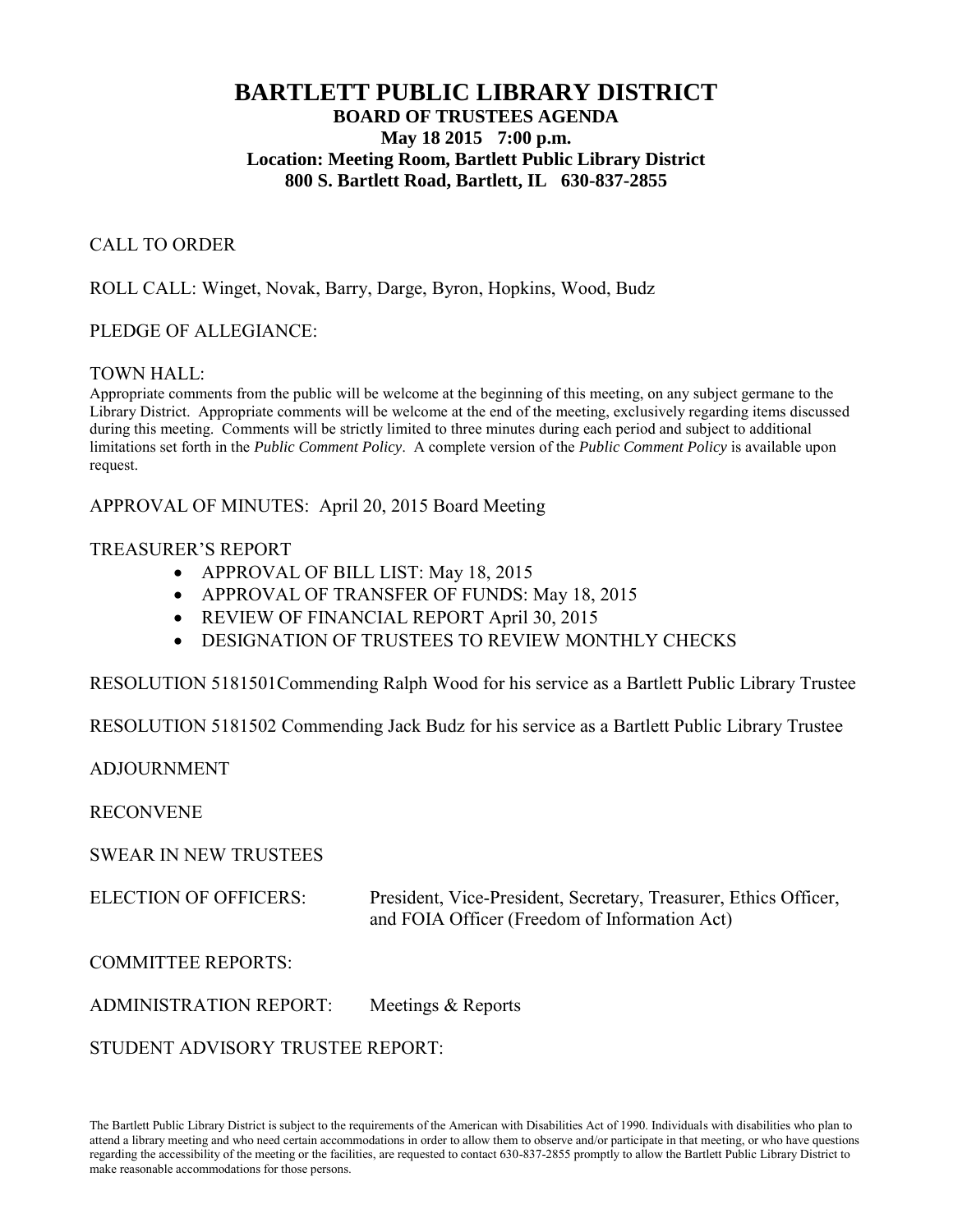# BARTLETT PUBLIC LIBRARY DISTRICT

## BOARD OF TRUSTEES AGENDA

**May 18 2015 7:00 p.m.**
**Location: Meeting Room, Bartlett Public Library District**
**800 S. Bartlett Road, Bartlett, IL 630-837-2855**

CALL TO ORDER

ROLL CALL: Winget, Novak, Barry, Darge, Byron, Hopkins, Wood, Budz

PLEDGE OF ALLEGIANCE:

TOWN HALL:
Appropriate comments from the public will be welcome at the beginning of this meeting, on any subject germane to the Library District. Appropriate comments will be welcome at the end of the meeting, exclusively regarding items discussed during this meeting. Comments will be strictly limited to three minutes during each period and subject to additional limitations set forth in the *Public Comment Policy*. A complete version of the *Public Comment Policy* is available upon request.

APPROVAL OF MINUTES: April 20, 2015 Board Meeting

TREASURER'S REPORT

- APPROVAL OF BILL LIST: May 18, 2015
- APPROVAL OF TRANSFER OF FUNDS: May 18, 2015
- REVIEW OF FINANCIAL REPORT April 30, 2015
- DESIGNATION OF TRUSTEES TO REVIEW MONTHLY CHECKS

RESOLUTION 5181501Commending Ralph Wood for his service as a Bartlett Public Library Trustee

RESOLUTION 5181502 Commending Jack Budz for his service as a Bartlett Public Library Trustee

ADJOURNMENT

RECONVENE

SWEAR IN NEW TRUSTEES

ELECTION OF OFFICERS: President, Vice-President, Secretary, Treasurer, Ethics Officer, and FOIA Officer (Freedom of Information Act)

COMMITTEE REPORTS:

ADMINISTRATION REPORT: Meetings & Reports

STUDENT ADVISORY TRUSTEE REPORT:

The Bartlett Public Library District is subject to the requirements of the American with Disabilities Act of 1990. Individuals with disabilities who plan to attend a library meeting and who need certain accommodations in order to allow them to observe and/or participate in that meeting, or who have questions regarding the accessibility of the meeting or the facilities, are requested to contact 630-837-2855 promptly to allow the Bartlett Public Library District to make reasonable accommodations for those persons.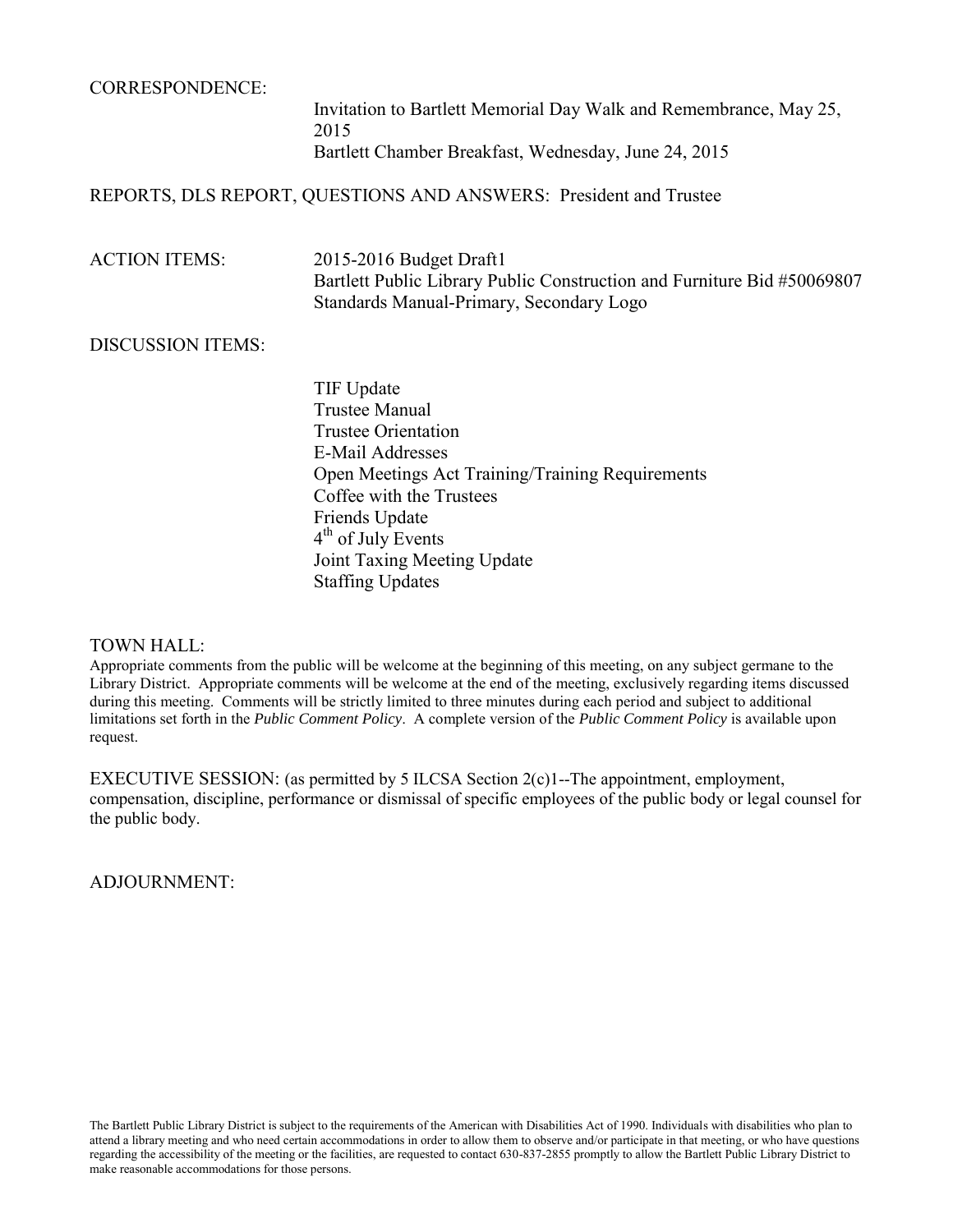CORRESPONDENCE:

Invitation to Bartlett Memorial Day Walk and Remembrance, May 25, 2015
Bartlett Chamber Breakfast, Wednesday, June 24, 2015

REPORTS, DLS REPORT, QUESTIONS AND ANSWERS: President and Trustee

ACTION ITEMS:

2015-2016 Budget Draft1
Bartlett Public Library Public Construction and Furniture Bid #50069807
Standards Manual-Primary, Secondary Logo

DISCUSSION ITEMS:

TIF Update
Trustee Manual
Trustee Orientation
E-Mail Addresses
Open Meetings Act Training/Training Requirements
Coffee with the Trustees
Friends Update
4th of July Events
Joint Taxing Meeting Update
Staffing Updates

TOWN HALL:

Appropriate comments from the public will be welcome at the beginning of this meeting, on any subject germane to the Library District. Appropriate comments will be welcome at the end of the meeting, exclusively regarding items discussed during this meeting. Comments will be strictly limited to three minutes during each period and subject to additional limitations set forth in the *Public Comment Policy*. A complete version of the *Public Comment Policy* is available upon request.

EXECUTIVE SESSION: (as permitted by 5 ILCSA Section 2(c)1--The appointment, employment, compensation, discipline, performance or dismissal of specific employees of the public body or legal counsel for the public body.

ADJOURNMENT:

The Bartlett Public Library District is subject to the requirements of the American with Disabilities Act of 1990. Individuals with disabilities who plan to attend a library meeting and who need certain accommodations in order to allow them to observe and/or participate in that meeting, or who have questions regarding the accessibility of the meeting or the facilities, are requested to contact 630-837-2855 promptly to allow the Bartlett Public Library District to make reasonable accommodations for those persons.